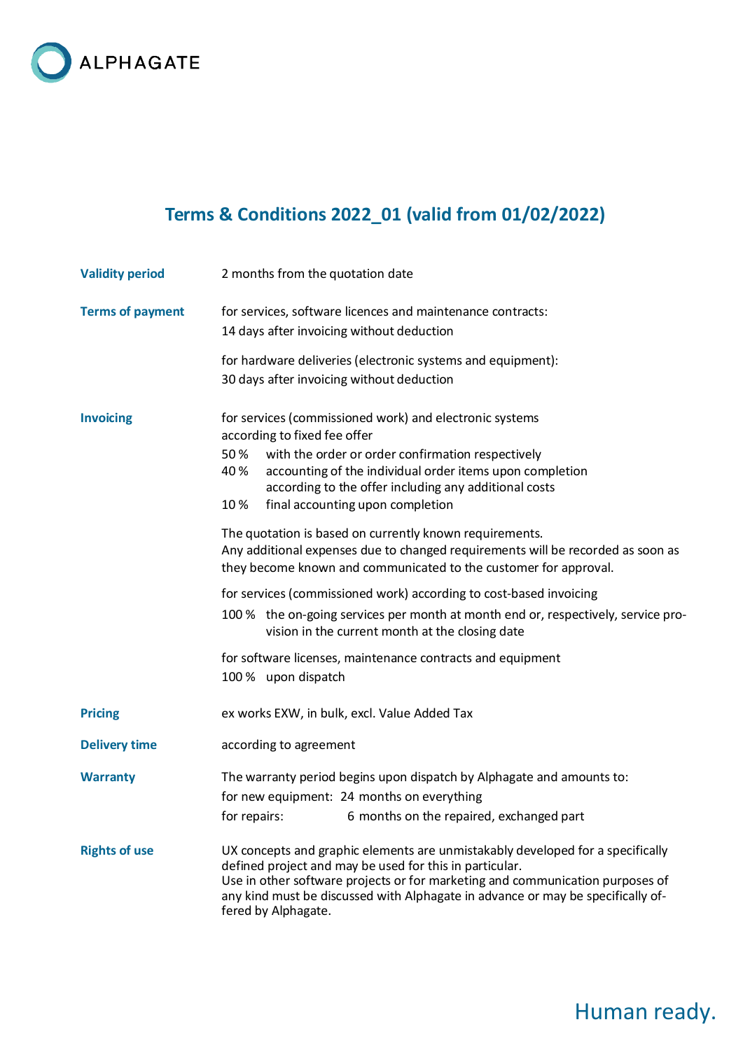ALPHAGATE

# Terms & Conditions 2022_01 (valid from 01/02/2022)

**Validity period**

2 months from the quotation date

**Terms of payment**

for services, software licences and maintenance contracts:
14 days after invoicing without deduction

for hardware deliveries (electronic systems and equipment):
30 days after invoicing without deduction

**Invoicing**

for services (commissioned work) and electronic systems according to fixed fee offer

- 50 % with the order or order confirmation respectively
- 40 % accounting of the individual order items upon completion according to the offer including any additional costs
- 10 % final accounting upon completion

The quotation is based on currently known requirements.
Any additional expenses due to changed requirements will be recorded as soon as they become known and communicated to the customer for approval.

for services (commissioned work) according to cost-based invoicing

- 100 % the on-going services per month at month end or, respectively, service provision in the current month at the closing date

for software licenses, maintenance contracts and equipment

- 100 % upon dispatch

**Pricing**

ex works EXW, in bulk, excl. Value Added Tax

**Delivery time**

according to agreement

**Warranty**

The warranty period begins upon dispatch by Alphagate and amounts to:
for new equipment: 24 months on everything
for repairs: 6 months on the repaired, exchanged part

**Rights of use**

UX concepts and graphic elements are unmistakably developed for a specifically defined project and may be used for this in particular.
Use in other software projects or for marketing and communication purposes of any kind must be discussed with Alphagate in advance or may be specifically offered by Alphagate.

Human ready.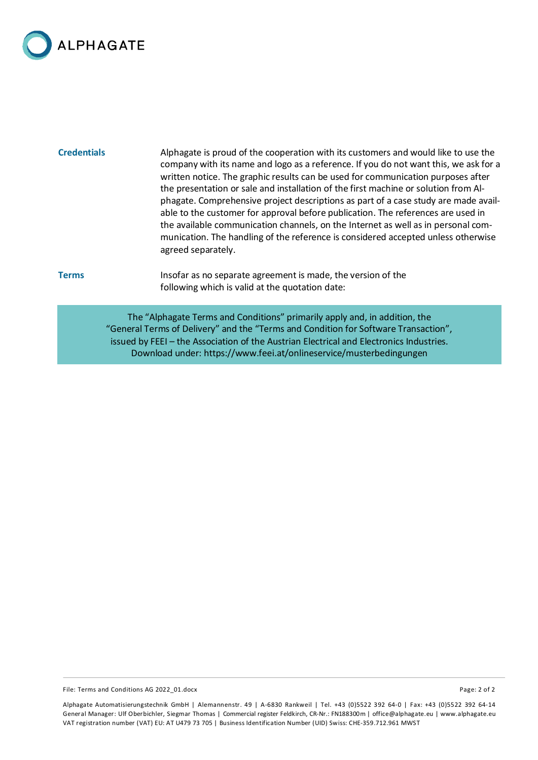**Credentials**

Alphagate is proud of the cooperation with its customers and would like to use the company with its name and logo as a reference. If you do not want this, we ask for a written notice. The graphic results can be used for communication purposes after the presentation or sale and installation of the first machine or solution from Alphagate. Comprehensive project descriptions as part of a case study are made available to the customer for approval before publication. The references are used in the available communication channels, on the Internet as well as in personal communication. The handling of the reference is considered accepted unless otherwise agreed separately.

**Terms**

Insofar as no separate agreement is made, the version of the following which is valid at the quotation date:

The "Alphagate Terms and Conditions" primarily apply and, in addition, the "General Terms of Delivery" and the "Terms and Condition for Software Transaction", issued by FEEI – the Association of the Austrian Electrical and Electronics Industries. Download under: https://www.feei.at/onlineservice/musterbedingungen